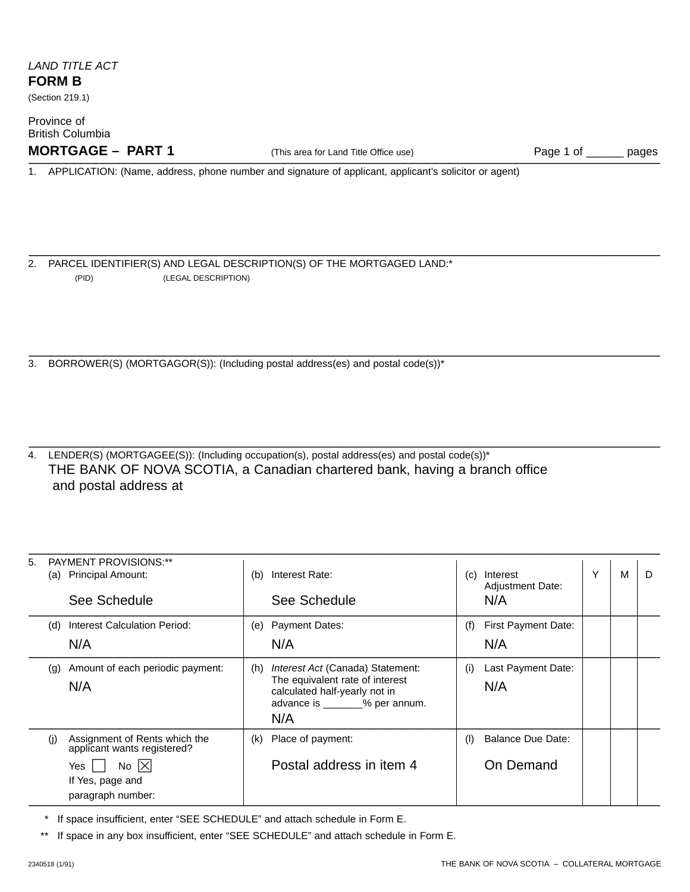*LAND TITLE ACT*

**FORM B**

(Section 219.1)

Province of
British Columbia

## MORTGAGE – PART 1

(This area for Land Title Office use)

Page 1 of ______ pages

1. APPLICATION: (Name, address, phone number and signature of applicant, applicant's solicitor or agent)

2. PARCEL IDENTIFIER(S) AND LEGAL DESCRIPTION(S) OF THE MORTGAGED LAND:*

   (PID) (LEGAL DESCRIPTION)

3. BORROWER(S) (MORTGAGOR(S)): (Including postal address(es) and postal code(s))*

4. LENDER(S) (MORTGAGEE(S)): (Including occupation(s), postal address(es) and postal code(s))*

   THE BANK OF NOVA SCOTIA, a Canadian chartered bank, having a branch office and postal address at

5. PAYMENT PROVISIONS:**

| | | | Y | M | D |
|---|---|---|---|---|---|
| (a) Principal Amount: See Schedule | (b) Interest Rate: See Schedule | (c) Interest Adjustment Date: N/A | | | |
| (d) Interest Calculation Period: N/A | (e) Payment Dates: N/A | (f) First Payment Date: N/A | | | |
| (g) Amount of each periodic payment: N/A | (h) *Interest Act* (Canada) Statement: The equivalent rate of interest calculated half-yearly not in advance is _______% per annum. N/A | (i) Last Payment Date: N/A | | | |
| (j) Assignment of Rents which the applicant wants registered? Yes ☐ No ☒ If Yes, page and paragraph number: | (k) Place of payment: Postal address in item 4 | (l) Balance Due Date: On Demand | | | |

\* If space insufficient, enter "SEE SCHEDULE" and attach schedule in Form E.

\*\* If space in any box insufficient, enter "SEE SCHEDULE" and attach schedule in Form E.

2340518 (1/91) THE BANK OF NOVA SCOTIA – COLLATERAL MORTGAGE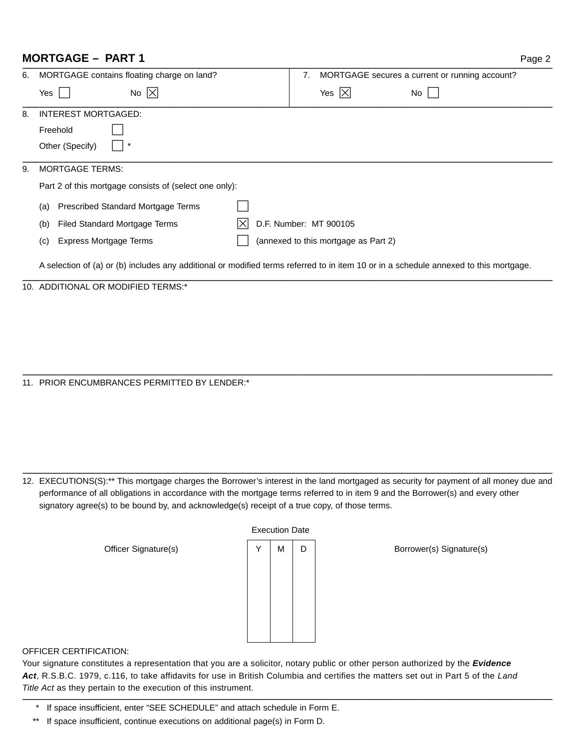## MORTGAGE – PART 1

6. MORTGAGE contains floating charge on land?

   Yes ☐ No ☒

7. MORTGAGE secures a current or running account?

   Yes ☒ No ☐

8. INTEREST MORTGAGED:

   Freehold ☐

   Other (Specify) ☐ *

9. MORTGAGE TERMS:

   Part 2 of this mortgage consists of (select one only):

   (a) Prescribed Standard Mortgage Terms ☐

   (b) Filed Standard Mortgage Terms ☒ D.F. Number: MT 900105

   (c) Express Mortgage Terms ☐ (annexed to this mortgage as Part 2)

   A selection of (a) or (b) includes any additional or modified terms referred to in item 10 or in a schedule annexed to this mortgage.

10. ADDITIONAL OR MODIFIED TERMS:*

11. PRIOR ENCUMBRANCES PERMITTED BY LENDER:*

12. EXECUTIONS(S):** This mortgage charges the Borrower's interest in the land mortgaged as security for payment of all money due and performance of all obligations in accordance with the mortgage terms referred to in item 9 and the Borrower(s) and every other signatory agree(s) to be bound by, and acknowledge(s) receipt of a true copy, of those terms.

| Officer Signature(s) | Execution Date | | | Borrower(s) Signature(s) |
|---|---|---|---|---|
| | Y | M | D | |
| | | | | |

OFFICER CERTIFICATION:
Your signature constitutes a representation that you are a solicitor, notary public or other person authorized by the ***Evidence Act***, R.S.B.C. 1979, c.116, to take affidavits for use in British Columbia and certifies the matters set out in Part 5 of the *Land Title Act* as they pertain to the execution of this instrument.

\* If space insufficient, enter "SEE SCHEDULE" and attach schedule in Form E.

\** If space insufficient, continue executions on additional page(s) in Form D.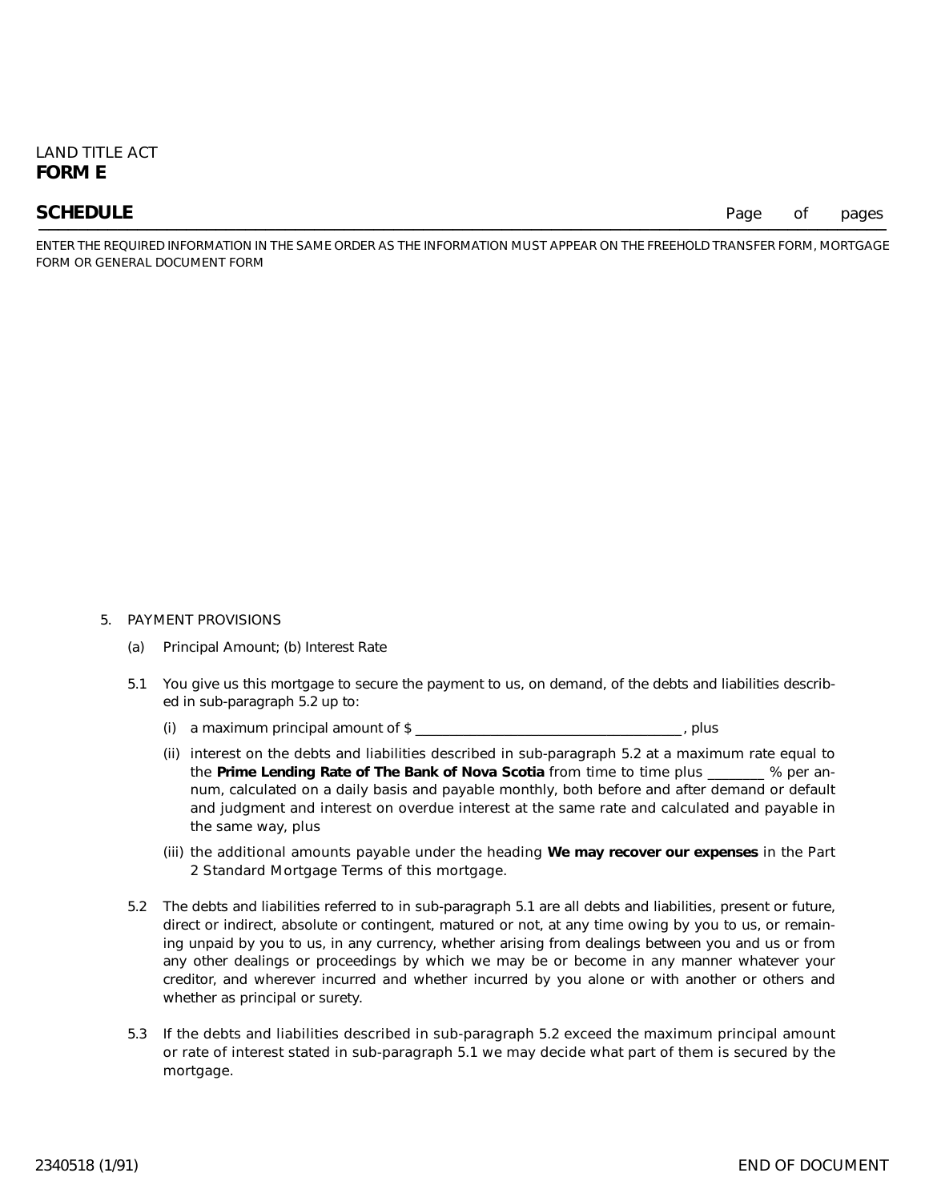LAND TITLE ACT
**FORM E**

## SCHEDULE

Page of pages

ENTER THE REQUIRED INFORMATION IN THE SAME ORDER AS THE INFORMATION MUST APPEAR ON THE FREEHOLD TRANSFER FORM, MORTGAGE FORM OR GENERAL DOCUMENT FORM

5. PAYMENT PROVISIONS

   (a) Principal Amount; (b) Interest Rate

   5.1 You give us this mortgage to secure the payment to us, on demand, of the debts and liabilities described in sub-paragraph 5.2 up to:

   (i) a maximum principal amount of $ ______________________________________, plus

   (ii) interest on the debts and liabilities described in sub-paragraph 5.2 at a maximum rate equal to the **Prime Lending Rate of The Bank of Nova Scotia** from time to time plus ________ % per annum, calculated on a daily basis and payable monthly, both before and after demand or default and judgment and interest on overdue interest at the same rate and calculated and payable in the same way, plus

   (iii) the additional amounts payable under the heading **We may recover our expenses** in the Part 2 Standard Mortgage Terms of this mortgage.

   5.2 The debts and liabilities referred to in sub-paragraph 5.1 are all debts and liabilities, present or future, direct or indirect, absolute or contingent, matured or not, at any time owing by you to us, or remaining unpaid by you to us, in any currency, whether arising from dealings between you and us or from any other dealings or proceedings by which we may be or become in any manner whatever your creditor, and wherever incurred and whether incurred by you alone or with another or others and whether as principal or surety.

   5.3 If the debts and liabilities described in sub-paragraph 5.2 exceed the maximum principal amount or rate of interest stated in sub-paragraph 5.1 we may decide what part of them is secured by the mortgage.

2340518 (1/91)

END OF DOCUMENT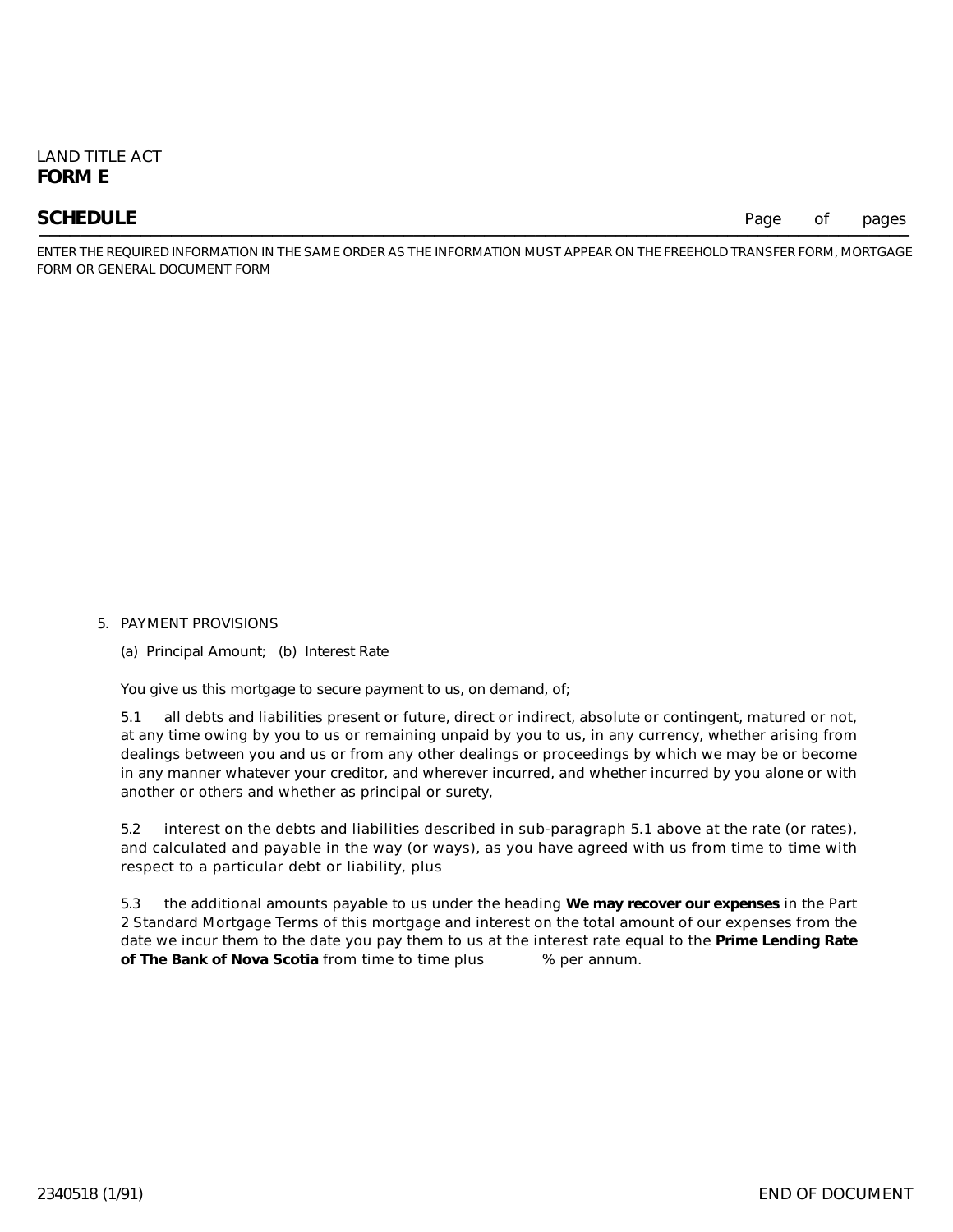LAND TITLE ACT
**FORM E**

## SCHEDULE

Page of pages

ENTER THE REQUIRED INFORMATION IN THE SAME ORDER AS THE INFORMATION MUST APPEAR ON THE FREEHOLD TRANSFER FORM, MORTGAGE FORM OR GENERAL DOCUMENT FORM

5. PAYMENT PROVISIONS

(a) Principal Amount; (b) Interest Rate

You give us this mortgage to secure payment to us, on demand, of;

5.1 all debts and liabilities present or future, direct or indirect, absolute or contingent, matured or not, at any time owing by you to us or remaining unpaid by you to us, in any currency, whether arising from dealings between you and us or from any other dealings or proceedings by which we may be or become in any manner whatever your creditor, and wherever incurred, and whether incurred by you alone or with another or others and whether as principal or surety,

5.2 interest on the debts and liabilities described in sub-paragraph 5.1 above at the rate (or rates), and calculated and payable in the way (or ways), as you have agreed with us from time to time with respect to a particular debt or liability, plus

5.3 the additional amounts payable to us under the heading **We may recover our expenses** in the Part 2 Standard Mortgage Terms of this mortgage and interest on the total amount of our expenses from the date we incur them to the date you pay them to us at the interest rate equal to the **Prime Lending Rate of The Bank of Nova Scotia** from time to time plus % per annum.

2340518 (1/91)

END OF DOCUMENT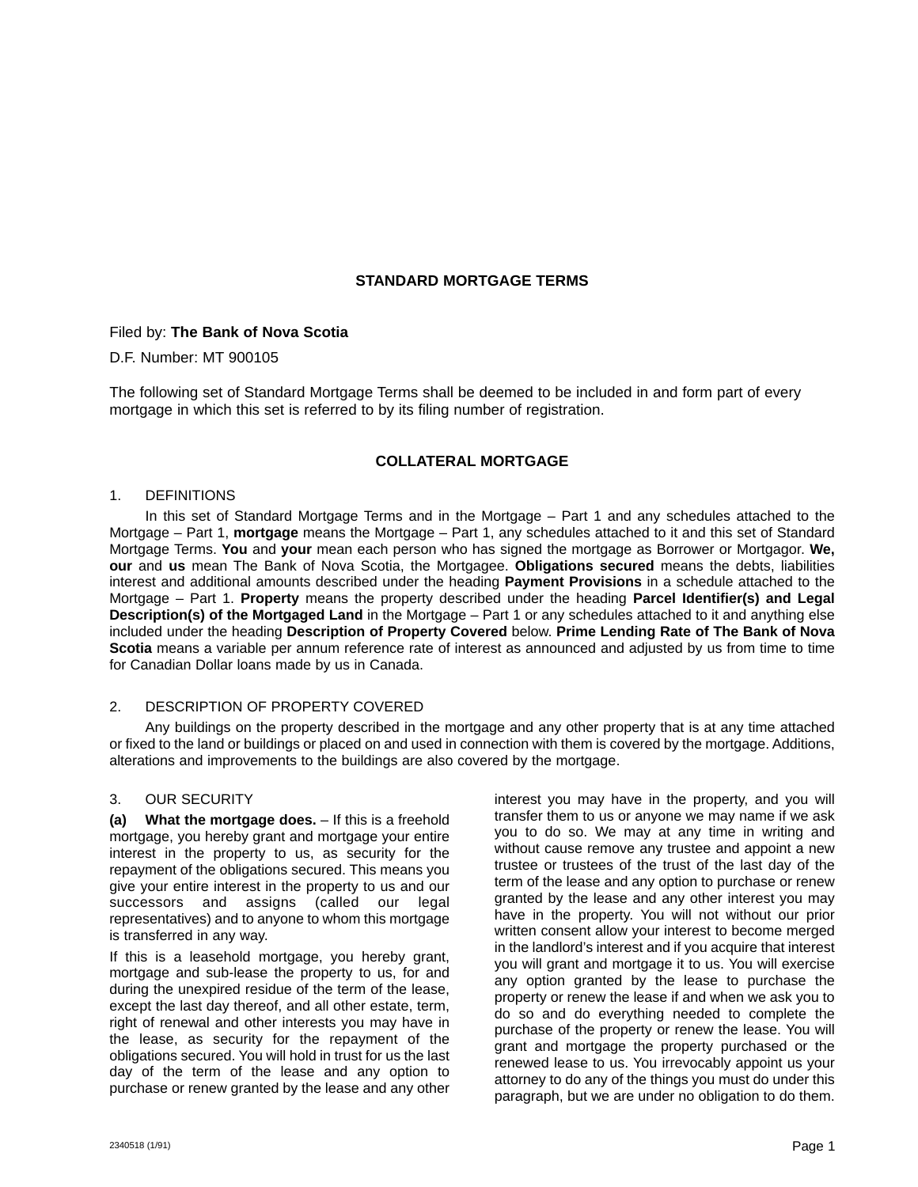## STANDARD MORTGAGE TERMS

Filed by: **The Bank of Nova Scotia**

D.F. Number: MT 900105

The following set of Standard Mortgage Terms shall be deemed to be included in and form part of every mortgage in which this set is referred to by its filing number of registration.

## COLLATERAL MORTGAGE

### 1. DEFINITIONS

In this set of Standard Mortgage Terms and in the Mortgage – Part 1 and any schedules attached to the Mortgage – Part 1, **mortgage** means the Mortgage – Part 1, any schedules attached to it and this set of Standard Mortgage Terms. **You** and **your** mean each person who has signed the mortgage as Borrower or Mortgagor. **We, our** and **us** mean The Bank of Nova Scotia, the Mortgagee. **Obligations secured** means the debts, liabilities interest and additional amounts described under the heading **Payment Provisions** in a schedule attached to the Mortgage – Part 1. **Property** means the property described under the heading **Parcel Identifier(s) and Legal Description(s) of the Mortgaged Land** in the Mortgage – Part 1 or any schedules attached to it and anything else included under the heading **Description of Property Covered** below. **Prime Lending Rate of The Bank of Nova Scotia** means a variable per annum reference rate of interest as announced and adjusted by us from time to time for Canadian Dollar loans made by us in Canada.

### 2. DESCRIPTION OF PROPERTY COVERED

Any buildings on the property described in the mortgage and any other property that is at any time attached or fixed to the land or buildings or placed on and used in connection with them is covered by the mortgage. Additions, alterations and improvements to the buildings are also covered by the mortgage.

### 3. OUR SECURITY

**(a) What the mortgage does.** – If this is a freehold mortgage, you hereby grant and mortgage your entire interest in the property to us, as security for the repayment of the obligations secured. This means you give your entire interest in the property to us and our successors and assigns (called our legal representatives) and to anyone to whom this mortgage is transferred in any way.

If this is a leasehold mortgage, you hereby grant, mortgage and sub-lease the property to us, for and during the unexpired residue of the term of the lease, except the last day thereof, and all other estate, term, right of renewal and other interests you may have in the lease, as security for the repayment of the obligations secured. You will hold in trust for us the last day of the term of the lease and any option to purchase or renew granted by the lease and any other interest you may have in the property, and you will transfer them to us or anyone we may name if we ask you to do so. We may at any time in writing and without cause remove any trustee and appoint a new trustee or trustees of the trust of the last day of the term of the lease and any option to purchase or renew granted by the lease and any other interest you may have in the property. You will not without our prior written consent allow your interest to become merged in the landlord's interest and if you acquire that interest you will grant and mortgage it to us. You will exercise any option granted by the lease to purchase the property or renew the lease if and when we ask you to do so and do everything needed to complete the purchase of the property or renew the lease. You will grant and mortgage the property purchased or the renewed lease to us. You irrevocably appoint us your attorney to do any of the things you must do under this paragraph, but we are under no obligation to do them.

2340518 (1/91)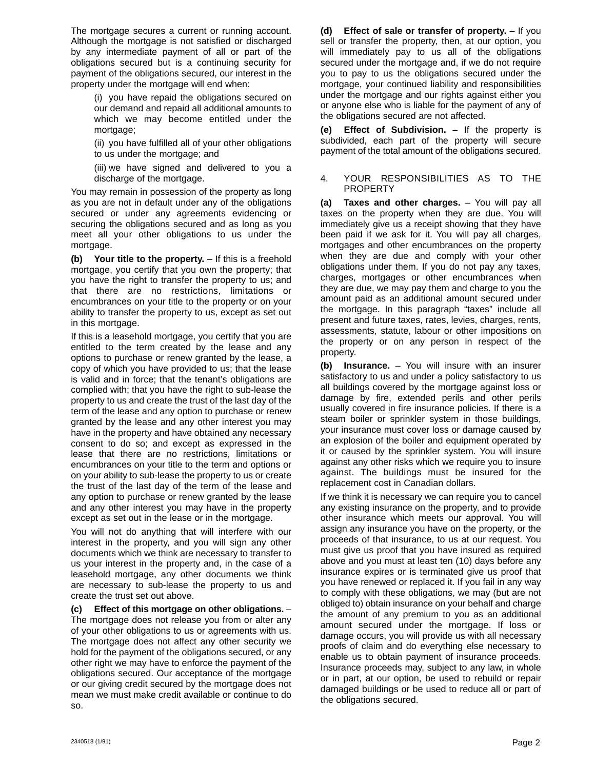The mortgage secures a current or running account. Although the mortgage is not satisfied or discharged by any intermediate payment of all or part of the obligations secured but is a continuing security for payment of the obligations secured, our interest in the property under the mortgage will end when:

(i) you have repaid the obligations secured on our demand and repaid all additional amounts to which we may become entitled under the mortgage;

(ii) you have fulfilled all of your other obligations to us under the mortgage; and

(iii) we have signed and delivered to you a discharge of the mortgage.

You may remain in possession of the property as long as you are not in default under any of the obligations secured or under any agreements evidencing or securing the obligations secured and as long as you meet all your other obligations to us under the mortgage.

**(b) Your title to the property.** – If this is a freehold mortgage, you certify that you own the property; that you have the right to transfer the property to us; and that there are no restrictions, limitations or encumbrances on your title to the property or on your ability to transfer the property to us, except as set out in this mortgage.

If this is a leasehold mortgage, you certify that you are entitled to the term created by the lease and any options to purchase or renew granted by the lease, a copy of which you have provided to us; that the lease is valid and in force; that the tenant's obligations are complied with; that you have the right to sub-lease the property to us and create the trust of the last day of the term of the lease and any option to purchase or renew granted by the lease and any other interest you may have in the property and have obtained any necessary consent to do so; and except as expressed in the lease that there are no restrictions, limitations or encumbrances on your title to the term and options or on your ability to sub-lease the property to us or create the trust of the last day of the term of the lease and any option to purchase or renew granted by the lease and any other interest you may have in the property except as set out in the lease or in the mortgage.

You will not do anything that will interfere with our interest in the property, and you will sign any other documents which we think are necessary to transfer to us your interest in the property and, in the case of a leasehold mortgage, any other documents we think are necessary to sub-lease the property to us and create the trust set out above.

**(c) Effect of this mortgage on other obligations.** – The mortgage does not release you from or alter any of your other obligations to us or agreements with us. The mortgage does not affect any other security we hold for the payment of the obligations secured, or any other right we may have to enforce the payment of the obligations secured. Our acceptance of the mortgage or our giving credit secured by the mortgage does not mean we must make credit available or continue to do so.

**(d) Effect of sale or transfer of property.** – If you sell or transfer the property, then, at our option, you will immediately pay to us all of the obligations secured under the mortgage and, if we do not require you to pay to us the obligations secured under the mortgage, your continued liability and responsibilities under the mortgage and our rights against either you or anyone else who is liable for the payment of any of the obligations secured are not affected.

**(e) Effect of Subdivision.** – If the property is subdivided, each part of the property will secure payment of the total amount of the obligations secured.

## 4. YOUR RESPONSIBILITIES AS TO THE PROPERTY

**(a) Taxes and other charges.** – You will pay all taxes on the property when they are due. You will immediately give us a receipt showing that they have been paid if we ask for it. You will pay all charges, mortgages and other encumbrances on the property when they are due and comply with your other obligations under them. If you do not pay any taxes, charges, mortgages or other encumbrances when they are due, we may pay them and charge to you the amount paid as an additional amount secured under the mortgage. In this paragraph "taxes" include all present and future taxes, rates, levies, charges, rents, assessments, statute, labour or other impositions on the property or on any person in respect of the property.

**(b) Insurance.** – You will insure with an insurer satisfactory to us and under a policy satisfactory to us all buildings covered by the mortgage against loss or damage by fire, extended perils and other perils usually covered in fire insurance policies. If there is a steam boiler or sprinkler system in those buildings, your insurance must cover loss or damage caused by an explosion of the boiler and equipment operated by it or caused by the sprinkler system. You will insure against any other risks which we require you to insure against. The buildings must be insured for the replacement cost in Canadian dollars.

If we think it is necessary we can require you to cancel any existing insurance on the property, and to provide other insurance which meets our approval. You will assign any insurance you have on the property, or the proceeds of that insurance, to us at our request. You must give us proof that you have insured as required above and you must at least ten (10) days before any insurance expires or is terminated give us proof that you have renewed or replaced it. If you fail in any way to comply with these obligations, we may (but are not obliged to) obtain insurance on your behalf and charge the amount of any premium to you as an additional amount secured under the mortgage. If loss or damage occurs, you will provide us with all necessary proofs of claim and do everything else necessary to enable us to obtain payment of insurance proceeds. Insurance proceeds may, subject to any law, in whole or in part, at our option, be used to rebuild or repair damaged buildings or be used to reduce all or part of the obligations secured.

2340518 (1/91)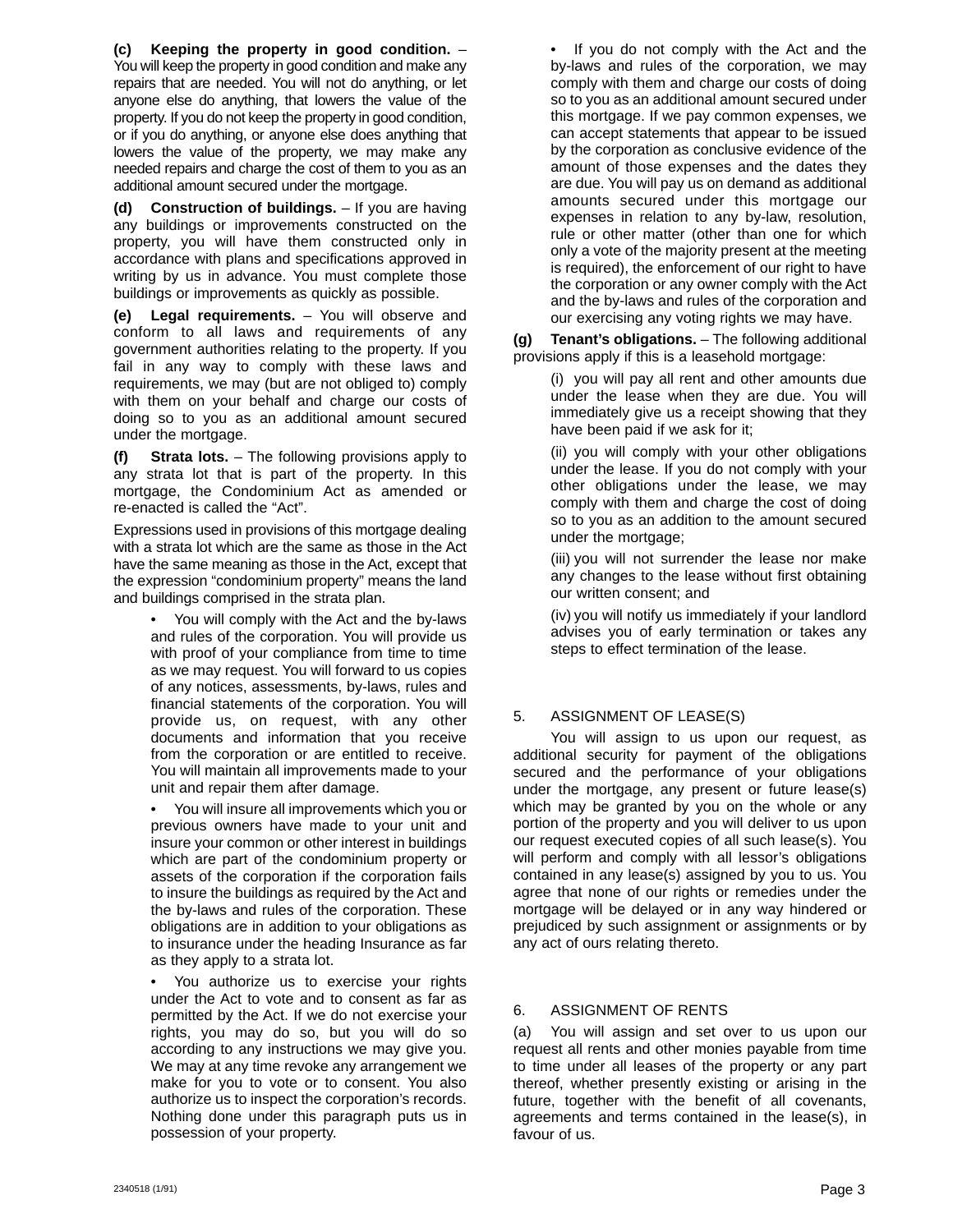**(c) Keeping the property in good condition.** – You will keep the property in good condition and make any repairs that are needed. You will not do anything, or let anyone else do anything, that lowers the value of the property. If you do not keep the property in good condition, or if you do anything, or anyone else does anything that lowers the value of the property, we may make any needed repairs and charge the cost of them to you as an additional amount secured under the mortgage.

**(d) Construction of buildings.** – If you are having any buildings or improvements constructed on the property, you will have them constructed only in accordance with plans and specifications approved in writing by us in advance. You must complete those buildings or improvements as quickly as possible.

**(e) Legal requirements.** – You will observe and conform to all laws and requirements of any government authorities relating to the property. If you fail in any way to comply with these laws and requirements, we may (but are not obliged to) comply with them on your behalf and charge our costs of doing so to you as an additional amount secured under the mortgage.

**(f) Strata lots.** – The following provisions apply to any strata lot that is part of the property. In this mortgage, the Condominium Act as amended or re-enacted is called the "Act".

Expressions used in provisions of this mortgage dealing with a strata lot which are the same as those in the Act have the same meaning as those in the Act, except that the expression "condominium property" means the land and buildings comprised in the strata plan.

- You will comply with the Act and the by-laws and rules of the corporation. You will provide us with proof of your compliance from time to time as we may request. You will forward to us copies of any notices, assessments, by-laws, rules and financial statements of the corporation. You will provide us, on request, with any other documents and information that you receive from the corporation or are entitled to receive. You will maintain all improvements made to your unit and repair them after damage.

- You will insure all improvements which you or previous owners have made to your unit and insure your common or other interest in buildings which are part of the condominium property or assets of the corporation if the corporation fails to insure the buildings as required by the Act and the by-laws and rules of the corporation. These obligations are in addition to your obligations as to insurance under the heading Insurance as far as they apply to a strata lot.

- You authorize us to exercise your rights under the Act to vote and to consent as far as permitted by the Act. If we do not exercise your rights, you may do so, but you will do so according to any instructions we may give you. We may at any time revoke any arrangement we make for you to vote or to consent. You also authorize us to inspect the corporation's records. Nothing done under this paragraph puts us in possession of your property.

- If you do not comply with the Act and the by-laws and rules of the corporation, we may comply with them and charge our costs of doing so to you as an additional amount secured under this mortgage. If we pay common expenses, we can accept statements that appear to be issued by the corporation as conclusive evidence of the amount of those expenses and the dates they are due. You will pay us on demand as additional amounts secured under this mortgage our expenses in relation to any by-law, resolution, rule or other matter (other than one for which only a vote of the majority present at the meeting is required), the enforcement of our right to have the corporation or any owner comply with the Act and the by-laws and rules of the corporation and our exercising any voting rights we may have.

**(g) Tenant's obligations.** – The following additional provisions apply if this is a leasehold mortgage:

(i) you will pay all rent and other amounts due under the lease when they are due. You will immediately give us a receipt showing that they have been paid if we ask for it;

(ii) you will comply with your other obligations under the lease. If you do not comply with your other obligations under the lease, we may comply with them and charge the cost of doing so to you as an addition to the amount secured under the mortgage;

(iii) you will not surrender the lease nor make any changes to the lease without first obtaining our written consent; and

(iv) you will notify us immediately if your landlord advises you of early termination or takes any steps to effect termination of the lease.

## 5. ASSIGNMENT OF LEASE(S)

You will assign to us upon our request, as additional security for payment of the obligations secured and the performance of your obligations under the mortgage, any present or future lease(s) which may be granted by you on the whole or any portion of the property and you will deliver to us upon our request executed copies of all such lease(s). You will perform and comply with all lessor's obligations contained in any lease(s) assigned by you to us. You agree that none of our rights or remedies under the mortgage will be delayed or in any way hindered or prejudiced by such assignment or assignments or by any act of ours relating thereto.

## 6. ASSIGNMENT OF RENTS

(a) You will assign and set over to us upon our request all rents and other monies payable from time to time under all leases of the property or any part thereof, whether presently existing or arising in the future, together with the benefit of all covenants, agreements and terms contained in the lease(s), in favour of us.

2340518 (1/91)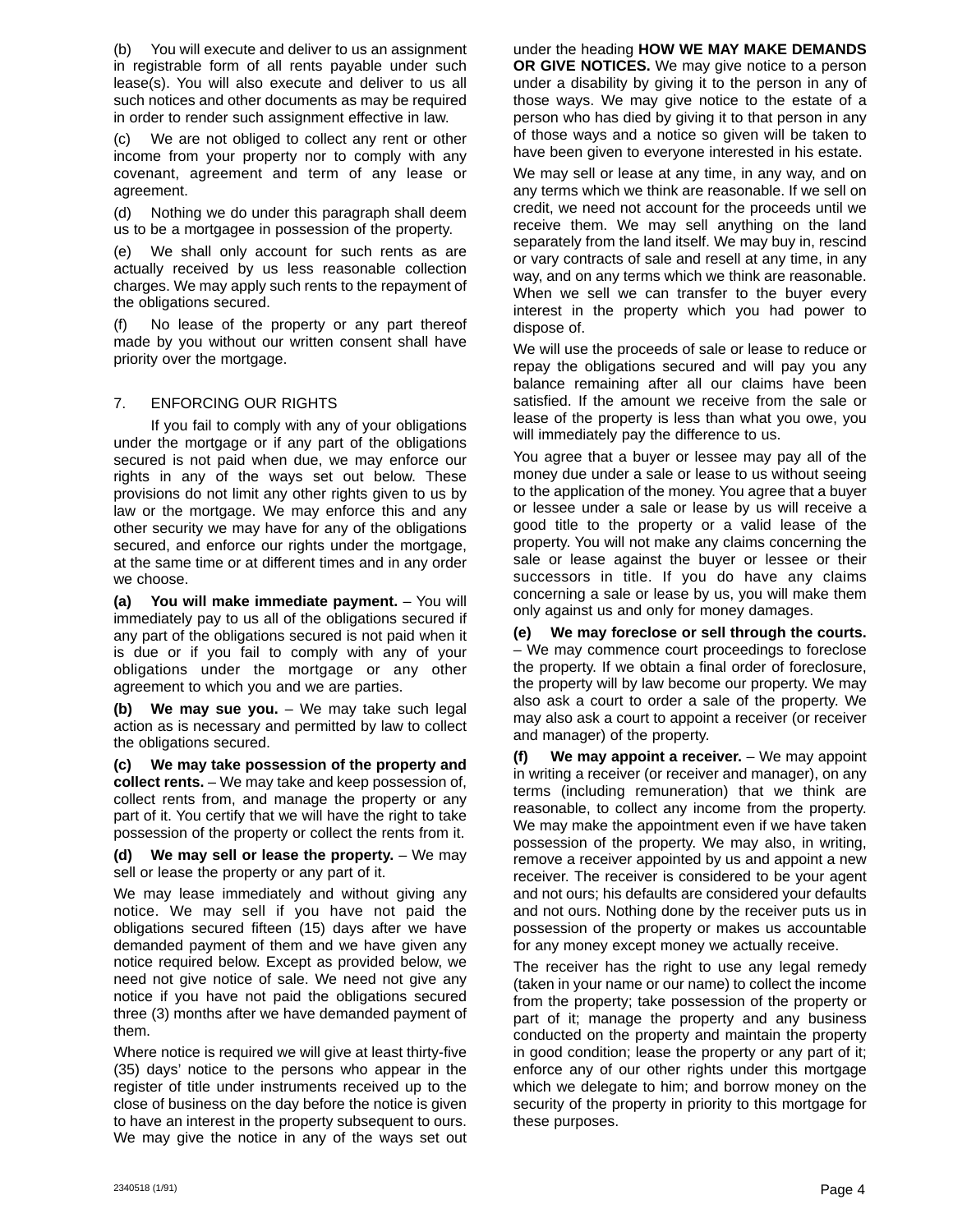(b) You will execute and deliver to us an assignment in registrable form of all rents payable under such lease(s). You will also execute and deliver to us all such notices and other documents as may be required in order to render such assignment effective in law.

(c) We are not obliged to collect any rent or other income from your property nor to comply with any covenant, agreement and term of any lease or agreement.

(d) Nothing we do under this paragraph shall deem us to be a mortgagee in possession of the property.

(e) We shall only account for such rents as are actually received by us less reasonable collection charges. We may apply such rents to the repayment of the obligations secured.

(f) No lease of the property or any part thereof made by you without our written consent shall have priority over the mortgage.

7. ENFORCING OUR RIGHTS

If you fail to comply with any of your obligations under the mortgage or if any part of the obligations secured is not paid when due, we may enforce our rights in any of the ways set out below. These provisions do not limit any other rights given to us by law or the mortgage. We may enforce this and any other security we may have for any of the obligations secured, and enforce our rights under the mortgage, at the same time or at different times and in any order we choose.

**(a) You will make immediate payment.** – You will immediately pay to us all of the obligations secured if any part of the obligations secured is not paid when it is due or if you fail to comply with any of your obligations under the mortgage or any other agreement to which you and we are parties.

**(b) We may sue you.** – We may take such legal action as is necessary and permitted by law to collect the obligations secured.

**(c) We may take possession of the property and collect rents.** – We may take and keep possession of, collect rents from, and manage the property or any part of it. You certify that we will have the right to take possession of the property or collect the rents from it.

**(d) We may sell or lease the property.** – We may sell or lease the property or any part of it.

We may lease immediately and without giving any notice. We may sell if you have not paid the obligations secured fifteen (15) days after we have demanded payment of them and we have given any notice required below. Except as provided below, we need not give notice of sale. We need not give any notice if you have not paid the obligations secured three (3) months after we have demanded payment of them.

Where notice is required we will give at least thirty-five (35) days' notice to the persons who appear in the register of title under instruments received up to the close of business on the day before the notice is given to have an interest in the property subsequent to ours. We may give the notice in any of the ways set out under the heading **HOW WE MAY MAKE DEMANDS OR GIVE NOTICES.** We may give notice to a person under a disability by giving it to the person in any of those ways. We may give notice to the estate of a person who has died by giving it to that person in any of those ways and a notice so given will be taken to have been given to everyone interested in his estate.

We may sell or lease at any time, in any way, and on any terms which we think are reasonable. If we sell on credit, we need not account for the proceeds until we receive them. We may sell anything on the land separately from the land itself. We may buy in, rescind or vary contracts of sale and resell at any time, in any way, and on any terms which we think are reasonable. When we sell we can transfer to the buyer every interest in the property which you had power to dispose of.

We will use the proceeds of sale or lease to reduce or repay the obligations secured and will pay you any balance remaining after all our claims have been satisfied. If the amount we receive from the sale or lease of the property is less than what you owe, you will immediately pay the difference to us.

You agree that a buyer or lessee may pay all of the money due under a sale or lease to us without seeing to the application of the money. You agree that a buyer or lessee under a sale or lease by us will receive a good title to the property or a valid lease of the property. You will not make any claims concerning the sale or lease against the buyer or lessee or their successors in title. If you do have any claims concerning a sale or lease by us, you will make them only against us and only for money damages.

**(e) We may foreclose or sell through the courts.** – We may commence court proceedings to foreclose the property. If we obtain a final order of foreclosure, the property will by law become our property. We may also ask a court to order a sale of the property. We may also ask a court to appoint a receiver (or receiver and manager) of the property.

**(f) We may appoint a receiver.** – We may appoint in writing a receiver (or receiver and manager), on any terms (including remuneration) that we think are reasonable, to collect any income from the property. We may make the appointment even if we have taken possession of the property. We may also, in writing, remove a receiver appointed by us and appoint a new receiver. The receiver is considered to be your agent and not ours; his defaults are considered your defaults and not ours. Nothing done by the receiver puts us in possession of the property or makes us accountable for any money except money we actually receive.

The receiver has the right to use any legal remedy (taken in your name or our name) to collect the income from the property; take possession of the property or part of it; manage the property and any business conducted on the property and maintain the property in good condition; lease the property or any part of it; enforce any of our other rights under this mortgage which we delegate to him; and borrow money on the security of the property in priority to this mortgage for these purposes.

2340518 (1/91)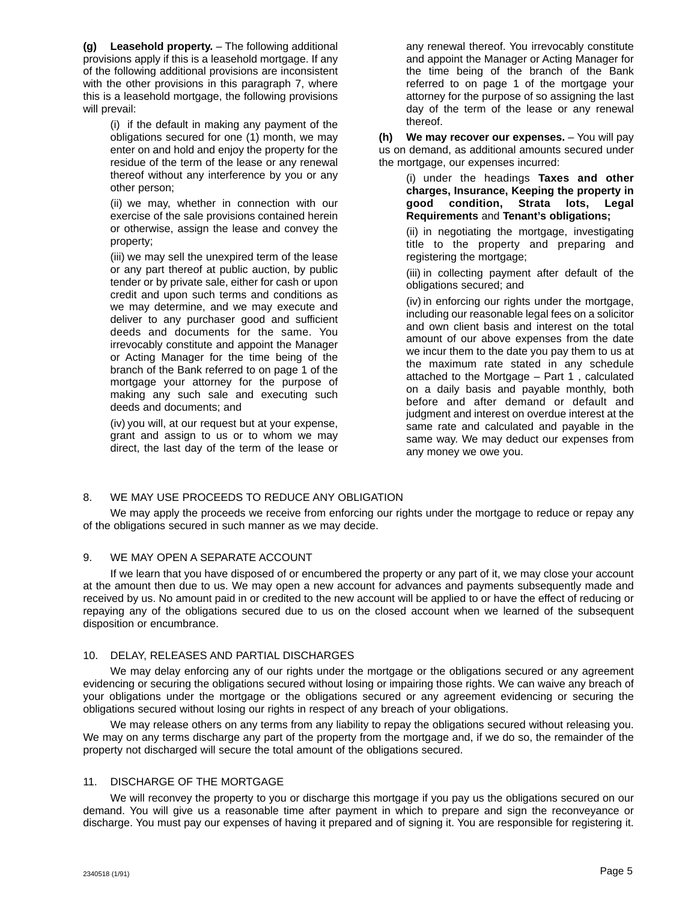**(g) Leasehold property.** – The following additional provisions apply if this is a leasehold mortgage. If any of the following additional provisions are inconsistent with the other provisions in this paragraph 7, where this is a leasehold mortgage, the following provisions will prevail:

(i) if the default in making any payment of the obligations secured for one (1) month, we may enter on and hold and enjoy the property for the residue of the term of the lease or any renewal thereof without any interference by you or any other person;

(ii) we may, whether in connection with our exercise of the sale provisions contained herein or otherwise, assign the lease and convey the property;

(iii) we may sell the unexpired term of the lease or any part thereof at public auction, by public tender or by private sale, either for cash or upon credit and upon such terms and conditions as we may determine, and we may execute and deliver to any purchaser good and sufficient deeds and documents for the same. You irrevocably constitute and appoint the Manager or Acting Manager for the time being of the branch of the Bank referred to on page 1 of the mortgage your attorney for the purpose of making any such sale and executing such deeds and documents; and

(iv) you will, at our request but at your expense, grant and assign to us or to whom we may direct, the last day of the term of the lease or any renewal thereof. You irrevocably constitute and appoint the Manager or Acting Manager for the time being of the branch of the Bank referred to on page 1 of the mortgage your attorney for the purpose of so assigning the last day of the term of the lease or any renewal thereof.

**(h) We may recover our expenses.** – You will pay us on demand, as additional amounts secured under the mortgage, our expenses incurred:

(i) under the headings **Taxes and other charges, Insurance, Keeping the property in good condition, Strata lots, Legal Requirements** and **Tenant's obligations;**

(ii) in negotiating the mortgage, investigating title to the property and preparing and registering the mortgage;

(iii) in collecting payment after default of the obligations secured; and

(iv) in enforcing our rights under the mortgage, including our reasonable legal fees on a solicitor and own client basis and interest on the total amount of our above expenses from the date we incur them to the date you pay them to us at the maximum rate stated in any schedule attached to the Mortgage – Part 1 , calculated on a daily basis and payable monthly, both before and after demand or default and judgment and interest on overdue interest at the same rate and calculated and payable in the same way. We may deduct our expenses from any money we owe you.

## 8. WE MAY USE PROCEEDS TO REDUCE ANY OBLIGATION

We may apply the proceeds we receive from enforcing our rights under the mortgage to reduce or repay any of the obligations secured in such manner as we may decide.

## 9. WE MAY OPEN A SEPARATE ACCOUNT

If we learn that you have disposed of or encumbered the property or any part of it, we may close your account at the amount then due to us. We may open a new account for advances and payments subsequently made and received by us. No amount paid in or credited to the new account will be applied to or have the effect of reducing or repaying any of the obligations secured due to us on the closed account when we learned of the subsequent disposition or encumbrance.

## 10. DELAY, RELEASES AND PARTIAL DISCHARGES

We may delay enforcing any of our rights under the mortgage or the obligations secured or any agreement evidencing or securing the obligations secured without losing or impairing those rights. We can waive any breach of your obligations under the mortgage or the obligations secured or any agreement evidencing or securing the obligations secured without losing our rights in respect of any breach of your obligations.

We may release others on any terms from any liability to repay the obligations secured without releasing you. We may on any terms discharge any part of the property from the mortgage and, if we do so, the remainder of the property not discharged will secure the total amount of the obligations secured.

## 11. DISCHARGE OF THE MORTGAGE

We will reconvey the property to you or discharge this mortgage if you pay us the obligations secured on our demand. You will give us a reasonable time after payment in which to prepare and sign the reconveyance or discharge. You must pay our expenses of having it prepared and of signing it. You are responsible for registering it.

2340518 (1/91)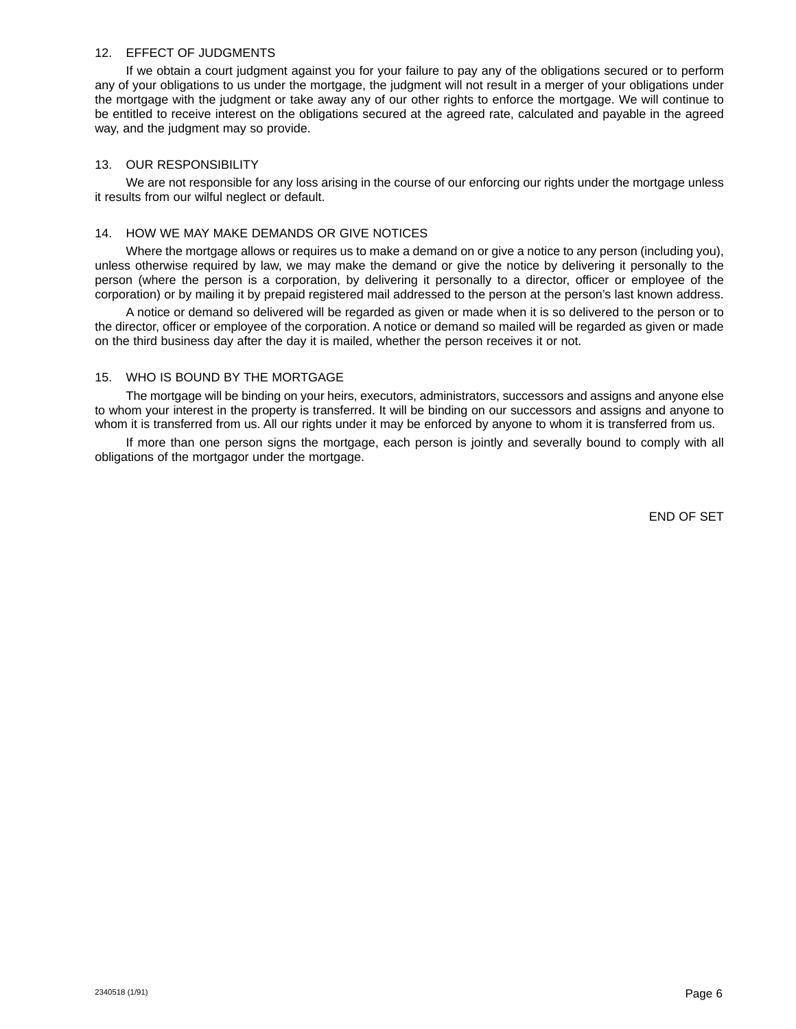## 12. EFFECT OF JUDGMENTS

If we obtain a court judgment against you for your failure to pay any of the obligations secured or to perform any of your obligations to us under the mortgage, the judgment will not result in a merger of your obligations under the mortgage with the judgment or take away any of our other rights to enforce the mortgage. We will continue to be entitled to receive interest on the obligations secured at the agreed rate, calculated and payable in the agreed way, and the judgment may so provide.

## 13. OUR RESPONSIBILITY

We are not responsible for any loss arising in the course of our enforcing our rights under the mortgage unless it results from our wilful neglect or default.

## 14. HOW WE MAY MAKE DEMANDS OR GIVE NOTICES

Where the mortgage allows or requires us to make a demand on or give a notice to any person (including you), unless otherwise required by law, we may make the demand or give the notice by delivering it personally to the person (where the person is a corporation, by delivering it personally to a director, officer or employee of the corporation) or by mailing it by prepaid registered mail addressed to the person at the person's last known address.

A notice or demand so delivered will be regarded as given or made when it is so delivered to the person or to the director, officer or employee of the corporation. A notice or demand so mailed will be regarded as given or made on the third business day after the day it is mailed, whether the person receives it or not.

## 15. WHO IS BOUND BY THE MORTGAGE

The mortgage will be binding on your heirs, executors, administrators, successors and assigns and anyone else to whom your interest in the property is transferred. It will be binding on our successors and assigns and anyone to whom it is transferred from us. All our rights under it may be enforced by anyone to whom it is transferred from us.

If more than one person signs the mortgage, each person is jointly and severally bound to comply with all obligations of the mortgagor under the mortgage.

END OF SET

2340518 (1/91)